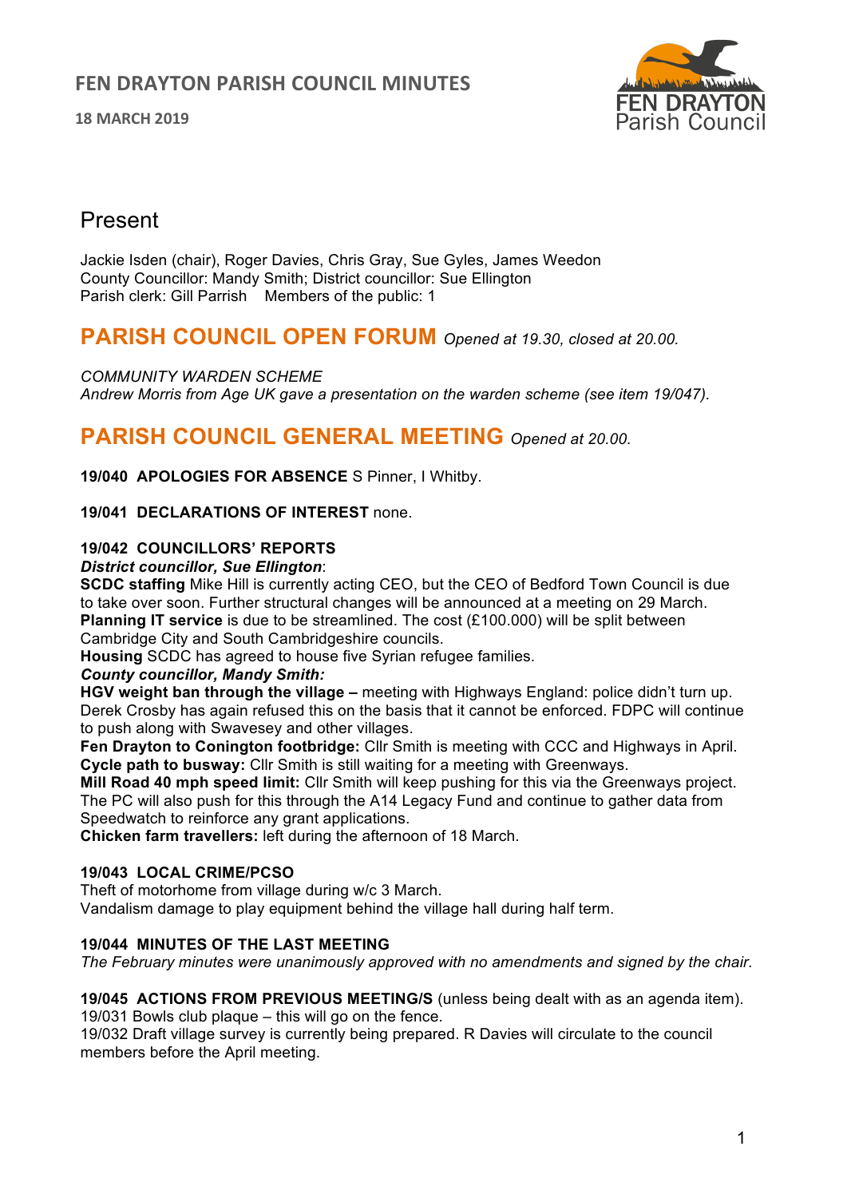# FEN DRAYTON PARISH COUNCIL MINUTES

**18 MARCH 2019**

FEN DRAYTON
Parish Council

## Present

Jackie Isden (chair), Roger Davies, Chris Gray, Sue Gyles, James Weedon
County Councillor: Mandy Smith; District councillor: Sue Ellington
Parish clerk: Gill Parrish    Members of the public: 1

## PARISH COUNCIL OPEN FORUM *Opened at 19.30, closed at 20.00.*

*COMMUNITY WARDEN SCHEME*
*Andrew Morris from Age UK gave a presentation on the warden scheme (see item 19/047).*

## PARISH COUNCIL GENERAL MEETING *Opened at 20.00.*

**19/040 APOLOGIES FOR ABSENCE** S Pinner, I Whitby.

**19/041 DECLARATIONS OF INTEREST** none.

**19/042 COUNCILLORS' REPORTS**
***District councillor, Sue Ellington***:
**SCDC staffing** Mike Hill is currently acting CEO, but the CEO of Bedford Town Council is due to take over soon. Further structural changes will be announced at a meeting on 29 March.
**Planning IT service** is due to be streamlined. The cost (£100.000) will be split between Cambridge City and South Cambridgeshire councils.
**Housing** SCDC has agreed to house five Syrian refugee families.
***County councillor, Mandy Smith:***
**HGV weight ban through the village –** meeting with Highways England: police didn't turn up. Derek Crosby has again refused this on the basis that it cannot be enforced. FDPC will continue to push along with Swavesey and other villages.
**Fen Drayton to Conington footbridge:** Cllr Smith is meeting with CCC and Highways in April.
**Cycle path to busway:** Cllr Smith is still waiting for a meeting with Greenways.
**Mill Road 40 mph speed limit:** Cllr Smith will keep pushing for this via the Greenways project. The PC will also push for this through the A14 Legacy Fund and continue to gather data from Speedwatch to reinforce any grant applications.
**Chicken farm travellers:** left during the afternoon of 18 March.

**19/043 LOCAL CRIME/PCSO**
Theft of motorhome from village during w/c 3 March.
Vandalism damage to play equipment behind the village hall during half term.

**19/044 MINUTES OF THE LAST MEETING**
*The February minutes were unanimously approved with no amendments and signed by the chair.*

**19/045 ACTIONS FROM PREVIOUS MEETING/S** (unless being dealt with as an agenda item).
19/031 Bowls club plaque – this will go on the fence.
19/032 Draft village survey is currently being prepared. R Davies will circulate to the council members before the April meeting.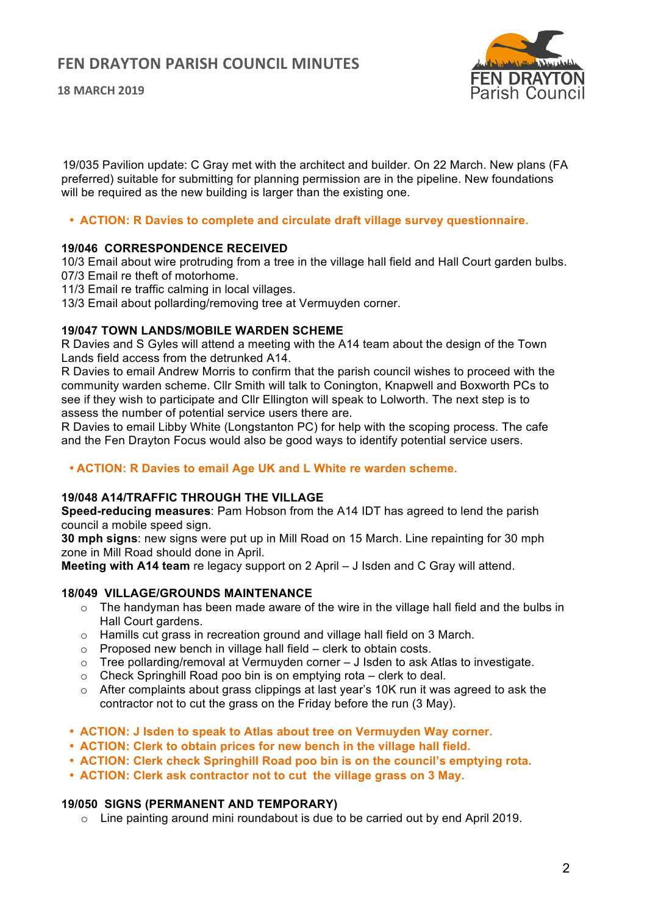19/035 Pavilion update: C Gray met with the architect and builder. On 22 March. New plans (FA preferred) suitable for submitting for planning permission are in the pipeline. New foundations will be required as the new building is larger than the existing one.

- **ACTION: R Davies to complete and circulate draft village survey questionnaire.**

**19/046 CORRESPONDENCE RECEIVED**

10/3 Email about wire protruding from a tree in the village hall field and Hall Court garden bulbs.
07/3 Email re theft of motorhome.
11/3 Email re traffic calming in local villages.
13/3 Email about pollarding/removing tree at Vermuyden corner.

**19/047 TOWN LANDS/MOBILE WARDEN SCHEME**

R Davies and S Gyles will attend a meeting with the A14 team about the design of the Town Lands field access from the detrunked A14.
R Davies to email Andrew Morris to confirm that the parish council wishes to proceed with the community warden scheme. Cllr Smith will talk to Conington, Knapwell and Boxworth PCs to see if they wish to participate and Cllr Ellington will speak to Lolworth. The next step is to assess the number of potential service users there are.
R Davies to email Libby White (Longstanton PC) for help with the scoping process. The cafe and the Fen Drayton Focus would also be good ways to identify potential service users.

- **ACTION: R Davies to email Age UK and L White re warden scheme.**

**19/048 A14/TRAFFIC THROUGH THE VILLAGE**

**Speed-reducing measures**: Pam Hobson from the A14 IDT has agreed to lend the parish council a mobile speed sign.
**30 mph signs**: new signs were put up in Mill Road on 15 March. Line repainting for 30 mph zone in Mill Road should done in April.
**Meeting with A14 team** re legacy support on 2 April – J Isden and C Gray will attend.

**18/049 VILLAGE/GROUNDS MAINTENANCE**

- The handyman has been made aware of the wire in the village hall field and the bulbs in Hall Court gardens.
- Hamills cut grass in recreation ground and village hall field on 3 March.
- Proposed new bench in village hall field – clerk to obtain costs.
- Tree pollarding/removal at Vermuyden corner – J Isden to ask Atlas to investigate.
- Check Springhill Road poo bin is on emptying rota – clerk to deal.
- After complaints about grass clippings at last year's 10K run it was agreed to ask the contractor not to cut the grass on the Friday before the run (3 May).

- **ACTION: J Isden to speak to Atlas about tree on Vermuyden Way corner.**
- **ACTION: Clerk to obtain prices for new bench in the village hall field.**
- **ACTION: Clerk check Springhill Road poo bin is on the council's emptying rota.**
- **ACTION: Clerk ask contractor not to cut the village grass on 3 May.**

**19/050 SIGNS (PERMANENT AND TEMPORARY)**

- Line painting around mini roundabout is due to be carried out by end April 2019.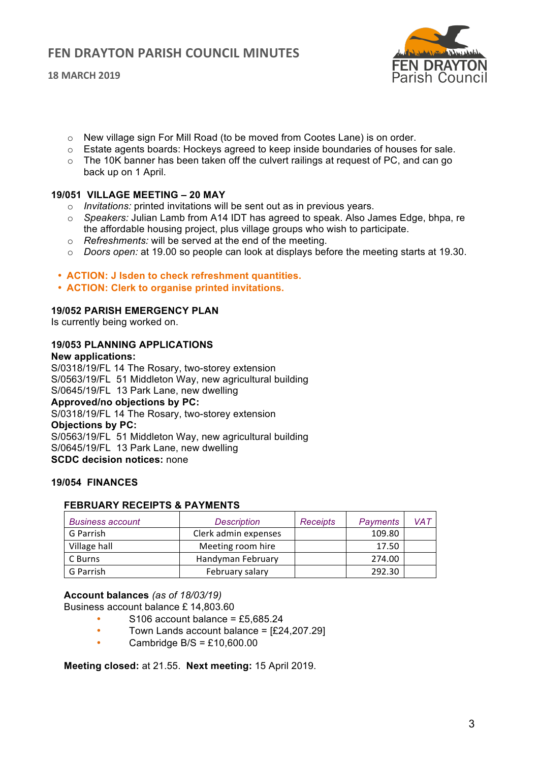- New village sign For Mill Road (to be moved from Cootes Lane) is on order.
- Estate agents boards: Hockeys agreed to keep inside boundaries of houses for sale.
- The 10K banner has been taken off the culvert railings at request of PC, and can go back up on 1 April.

**19/051 VILLAGE MEETING – 20 MAY**

- *Invitations:* printed invitations will be sent out as in previous years.
- *Speakers:* Julian Lamb from A14 IDT has agreed to speak. Also James Edge, bhpa, re the affordable housing project, plus village groups who wish to participate.
- *Refreshments:* will be served at the end of the meeting.
- *Doors open:* at 19.00 so people can look at displays before the meeting starts at 19.30.

- **ACTION: J Isden to check refreshment quantities.**
- **ACTION: Clerk to organise printed invitations.**

**19/052 PARISH EMERGENCY PLAN**

Is currently being worked on.

**19/053 PLANNING APPLICATIONS**

**New applications:**
S/0318/19/FL 14 The Rosary, two-storey extension
S/0563/19/FL 51 Middleton Way, new agricultural building
S/0645/19/FL 13 Park Lane, new dwelling
**Approved/no objections by PC:**
S/0318/19/FL 14 The Rosary, two-storey extension
**Objections by PC:**
S/0563/19/FL 51 Middleton Way, new agricultural building
S/0645/19/FL 13 Park Lane, new dwelling
**SCDC decision notices:** none

**19/054 FINANCES**

**FEBRUARY RECEIPTS & PAYMENTS**

| *Business account* | *Description* | *Receipts* | *Payments* | *VAT* |
|---|---|---|---|---|
| G Parrish | Clerk admin expenses | | 109.80 | |
| Village hall | Meeting room hire | | 17.50 | |
| C Burns | Handyman February | | 274.00 | |
| G Parrish | February salary | | 292.30 | |

**Account balances** *(as of 18/03/19)*
Business account balance £ 14,803.60

- S106 account balance = £5,685.24
- Town Lands account balance = [£24,207.29]
- Cambridge B/S = £10,600.00

**Meeting closed:** at 21.55. **Next meeting:** 15 April 2019.